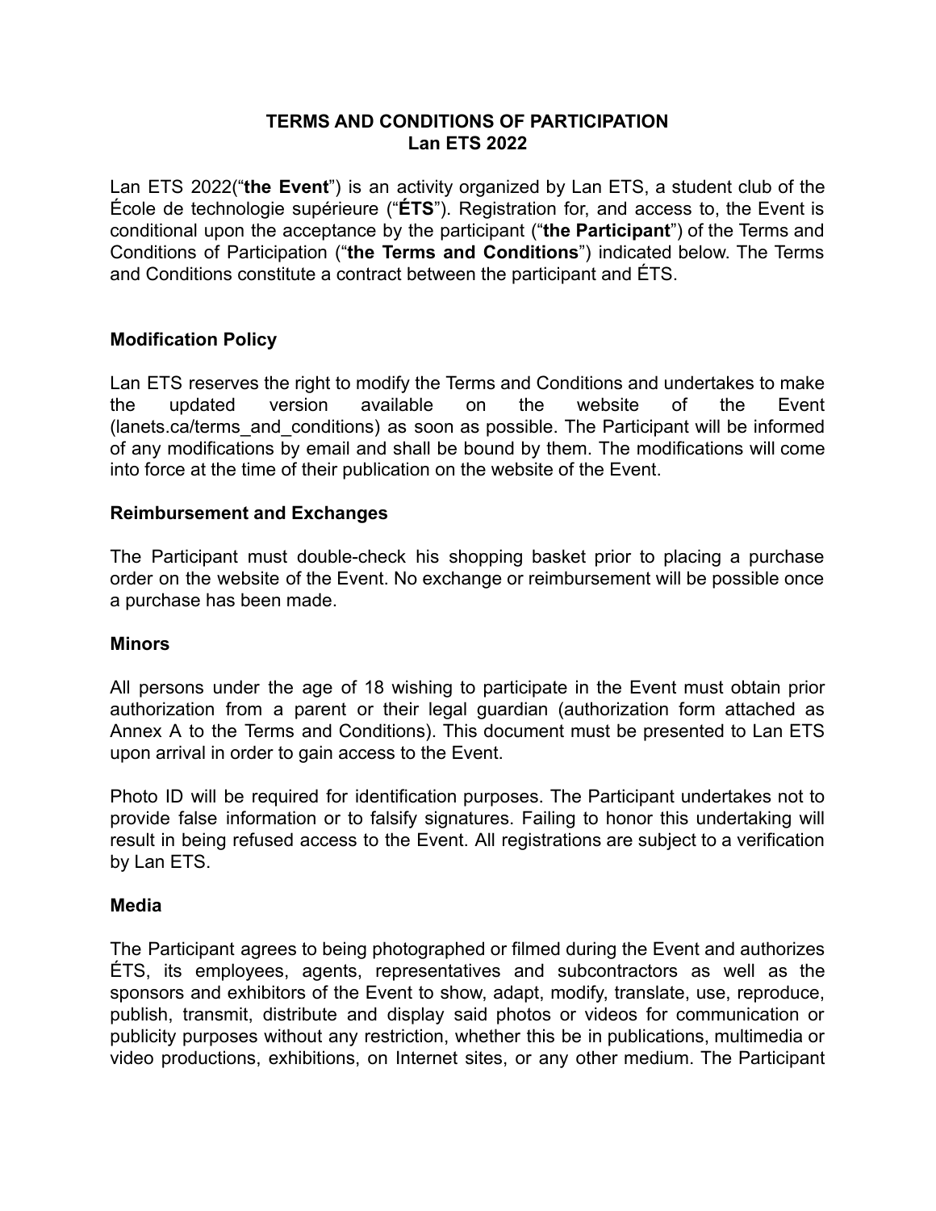**TERMS AND CONDITIONS OF PARTICIPATION**
**Lan ETS 2022**

Lan ETS 2022(“**the Event**”) is an activity organized by Lan ETS, a student club of the École de technologie supérieure (“**ÉTS**”). Registration for, and access to, the Event is conditional upon the acceptance by the participant (“**the Participant**”) of the Terms and Conditions of Participation (“**the Terms and Conditions**”) indicated below. The Terms and Conditions constitute a contract between the participant and ÉTS.

**Modification Policy**

Lan ETS reserves the right to modify the Terms and Conditions and undertakes to make the updated version available on the website of the Event (lanets.ca/terms_and_conditions) as soon as possible. The Participant will be informed of any modifications by email and shall be bound by them. The modifications will come into force at the time of their publication on the website of the Event.

**Reimbursement and Exchanges**

The Participant must double-check his shopping basket prior to placing a purchase order on the website of the Event. No exchange or reimbursement will be possible once a purchase has been made.

**Minors**

All persons under the age of 18 wishing to participate in the Event must obtain prior authorization from a parent or their legal guardian (authorization form attached as Annex A to the Terms and Conditions). This document must be presented to Lan ETS upon arrival in order to gain access to the Event.

Photo ID will be required for identification purposes. The Participant undertakes not to provide false information or to falsify signatures. Failing to honor this undertaking will result in being refused access to the Event. All registrations are subject to a verification by Lan ETS.

**Media**

The Participant agrees to being photographed or filmed during the Event and authorizes ÉTS, its employees, agents, representatives and subcontractors as well as the sponsors and exhibitors of the Event to show, adapt, modify, translate, use, reproduce, publish, transmit, distribute and display said photos or videos for communication or publicity purposes without any restriction, whether this be in publications, multimedia or video productions, exhibitions, on Internet sites, or any other medium. The Participant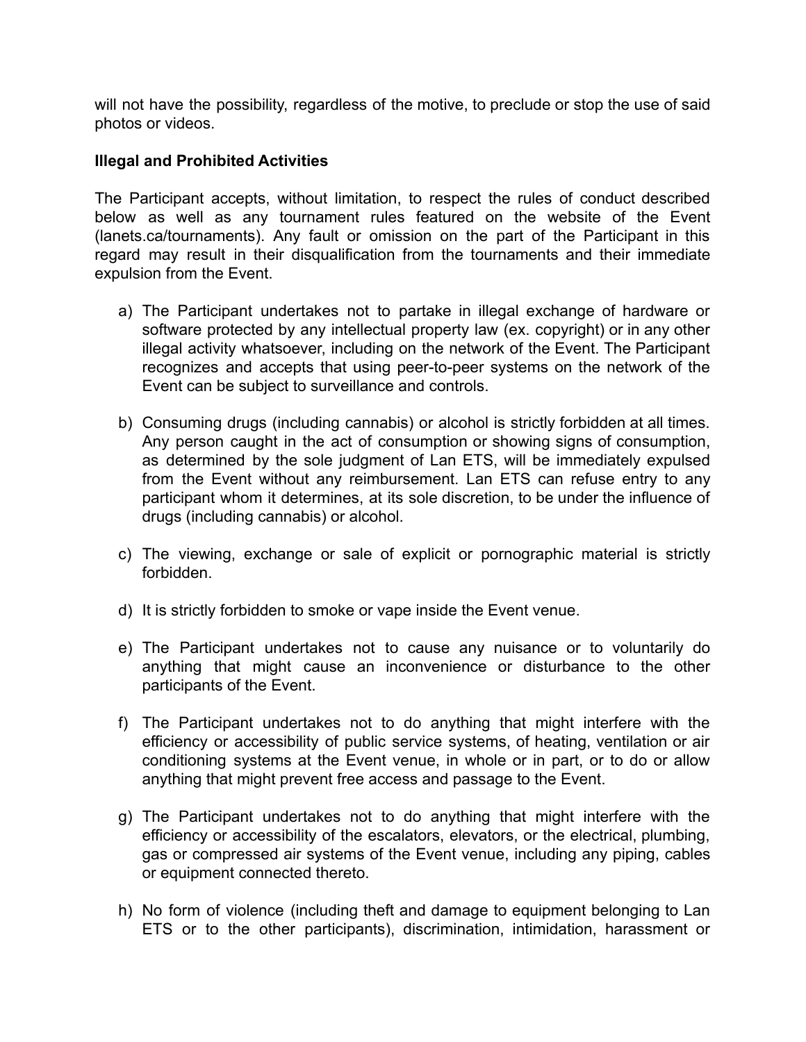will not have the possibility, regardless of the motive, to preclude or stop the use of said photos or videos.

**Illegal and Prohibited Activities**

The Participant accepts, without limitation, to respect the rules of conduct described below as well as any tournament rules featured on the website of the Event (lanets.ca/tournaments). Any fault or omission on the part of the Participant in this regard may result in their disqualification from the tournaments and their immediate expulsion from the Event.

a) The Participant undertakes not to partake in illegal exchange of hardware or software protected by any intellectual property law (ex. copyright) or in any other illegal activity whatsoever, including on the network of the Event. The Participant recognizes and accepts that using peer-to-peer systems on the network of the Event can be subject to surveillance and controls.

b) Consuming drugs (including cannabis) or alcohol is strictly forbidden at all times. Any person caught in the act of consumption or showing signs of consumption, as determined by the sole judgment of Lan ETS, will be immediately expulsed from the Event without any reimbursement. Lan ETS can refuse entry to any participant whom it determines, at its sole discretion, to be under the influence of drugs (including cannabis) or alcohol.

c) The viewing, exchange or sale of explicit or pornographic material is strictly forbidden.

d) It is strictly forbidden to smoke or vape inside the Event venue.

e) The Participant undertakes not to cause any nuisance or to voluntarily do anything that might cause an inconvenience or disturbance to the other participants of the Event.

f) The Participant undertakes not to do anything that might interfere with the efficiency or accessibility of public service systems, of heating, ventilation or air conditioning systems at the Event venue, in whole or in part, or to do or allow anything that might prevent free access and passage to the Event.

g) The Participant undertakes not to do anything that might interfere with the efficiency or accessibility of the escalators, elevators, or the electrical, plumbing, gas or compressed air systems of the Event venue, including any piping, cables or equipment connected thereto.

h) No form of violence (including theft and damage to equipment belonging to Lan ETS or to the other participants), discrimination, intimidation, harassment or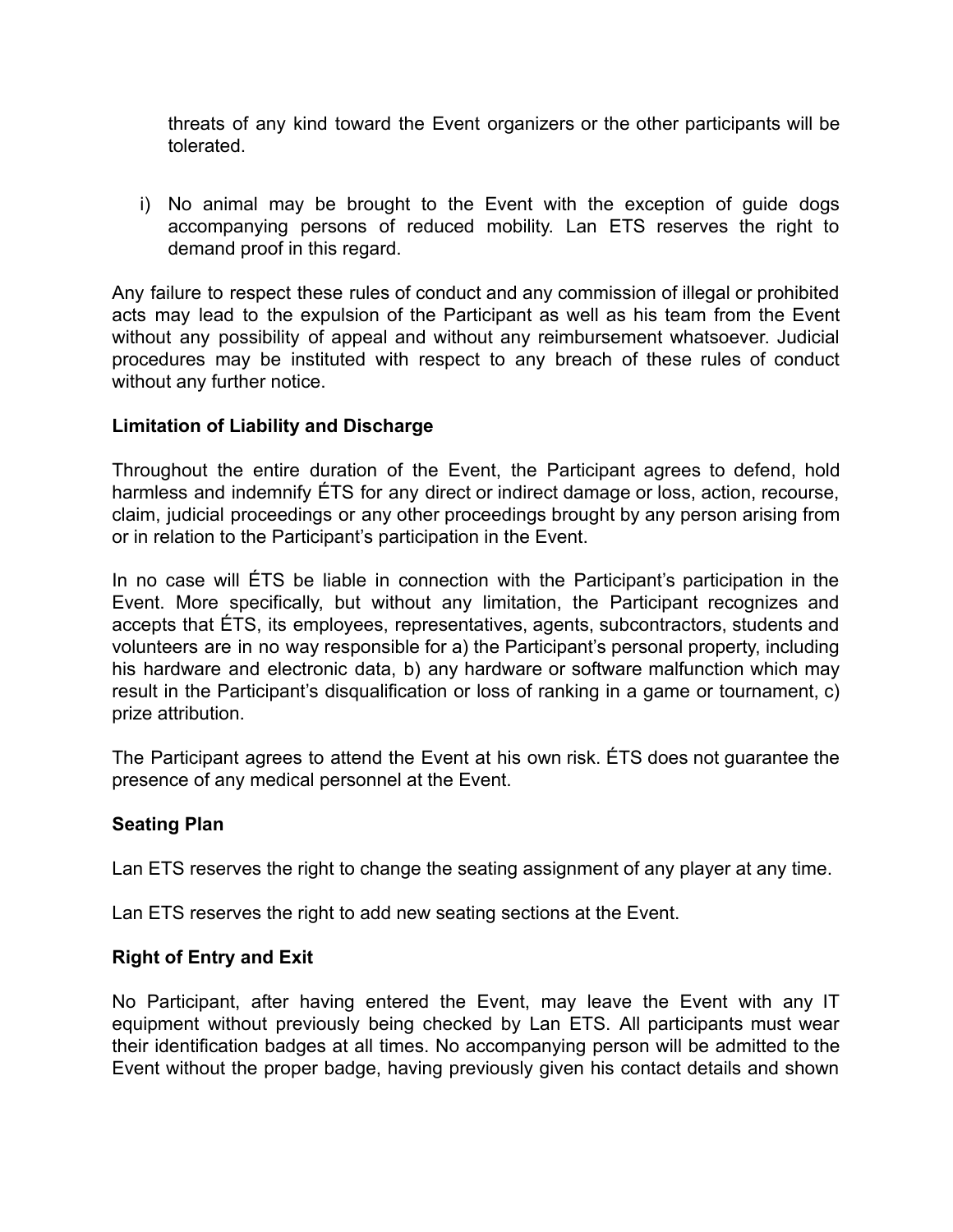threats of any kind toward the Event organizers or the other participants will be tolerated.

i) No animal may be brought to the Event with the exception of guide dogs accompanying persons of reduced mobility. Lan ETS reserves the right to demand proof in this regard.

Any failure to respect these rules of conduct and any commission of illegal or prohibited acts may lead to the expulsion of the Participant as well as his team from the Event without any possibility of appeal and without any reimbursement whatsoever. Judicial procedures may be instituted with respect to any breach of these rules of conduct without any further notice.

**Limitation of Liability and Discharge**

Throughout the entire duration of the Event, the Participant agrees to defend, hold harmless and indemnify ÉTS for any direct or indirect damage or loss, action, recourse, claim, judicial proceedings or any other proceedings brought by any person arising from or in relation to the Participant's participation in the Event.

In no case will ÉTS be liable in connection with the Participant's participation in the Event. More specifically, but without any limitation, the Participant recognizes and accepts that ÉTS, its employees, representatives, agents, subcontractors, students and volunteers are in no way responsible for a) the Participant's personal property, including his hardware and electronic data, b) any hardware or software malfunction which may result in the Participant's disqualification or loss of ranking in a game or tournament, c) prize attribution.

The Participant agrees to attend the Event at his own risk. ÉTS does not guarantee the presence of any medical personnel at the Event.

**Seating Plan**

Lan ETS reserves the right to change the seating assignment of any player at any time.

Lan ETS reserves the right to add new seating sections at the Event.

**Right of Entry and Exit**

No Participant, after having entered the Event, may leave the Event with any IT equipment without previously being checked by Lan ETS. All participants must wear their identification badges at all times. No accompanying person will be admitted to the Event without the proper badge, having previously given his contact details and shown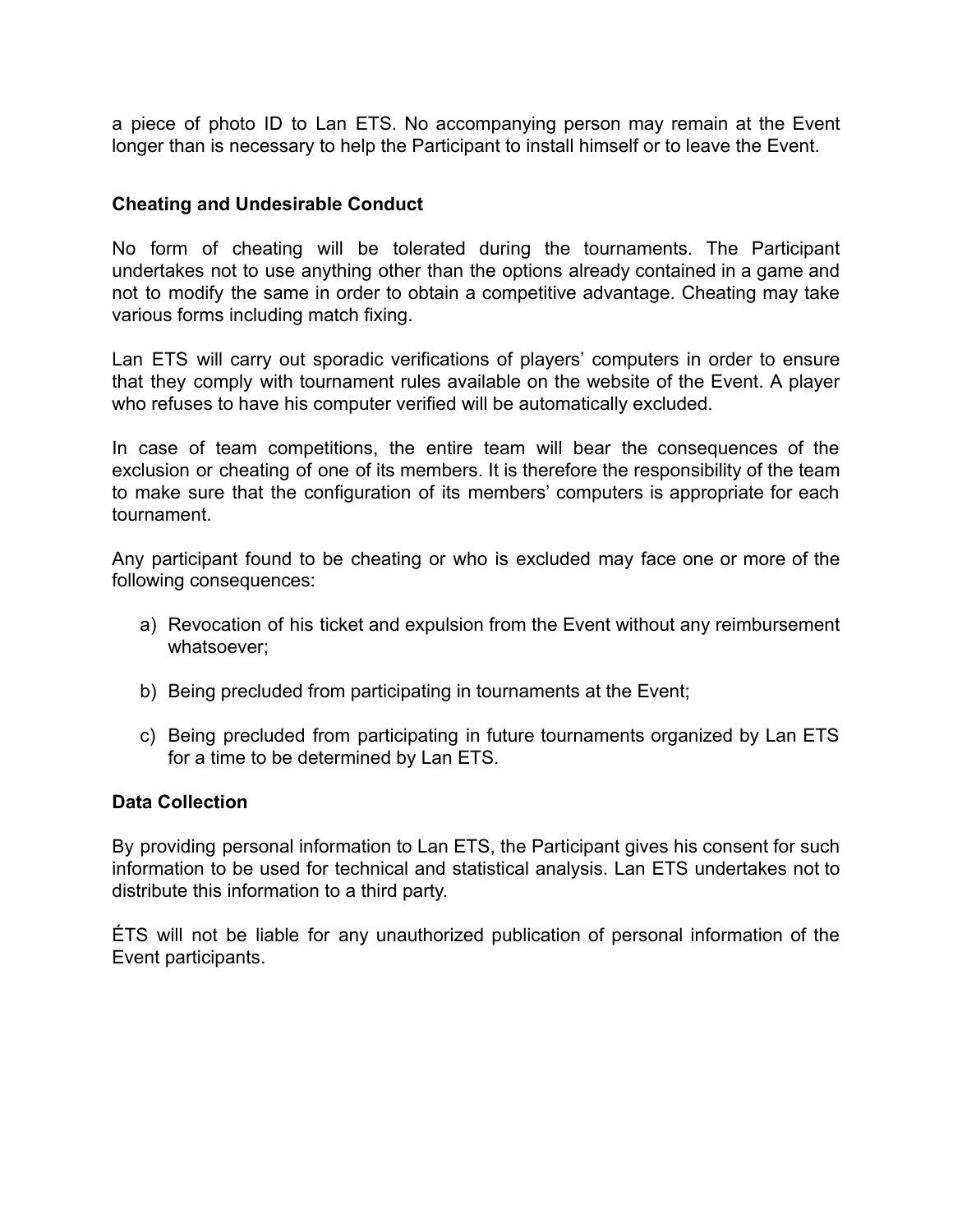a piece of photo ID to Lan ETS. No accompanying person may remain at the Event longer than is necessary to help the Participant to install himself or to leave the Event.

### Cheating and Undesirable Conduct

No form of cheating will be tolerated during the tournaments. The Participant undertakes not to use anything other than the options already contained in a game and not to modify the same in order to obtain a competitive advantage. Cheating may take various forms including match fixing.

Lan ETS will carry out sporadic verifications of players' computers in order to ensure that they comply with tournament rules available on the website of the Event. A player who refuses to have his computer verified will be automatically excluded.

In case of team competitions, the entire team will bear the consequences of the exclusion or cheating of one of its members. It is therefore the responsibility of the team to make sure that the configuration of its members' computers is appropriate for each tournament.

Any participant found to be cheating or who is excluded may face one or more of the following consequences:

a) Revocation of his ticket and expulsion from the Event without any reimbursement whatsoever;

b) Being precluded from participating in tournaments at the Event;

c) Being precluded from participating in future tournaments organized by Lan ETS for a time to be determined by Lan ETS.

### Data Collection

By providing personal information to Lan ETS, the Participant gives his consent for such information to be used for technical and statistical analysis. Lan ETS undertakes not to distribute this information to a third party.

ÉTS will not be liable for any unauthorized publication of personal information of the Event participants.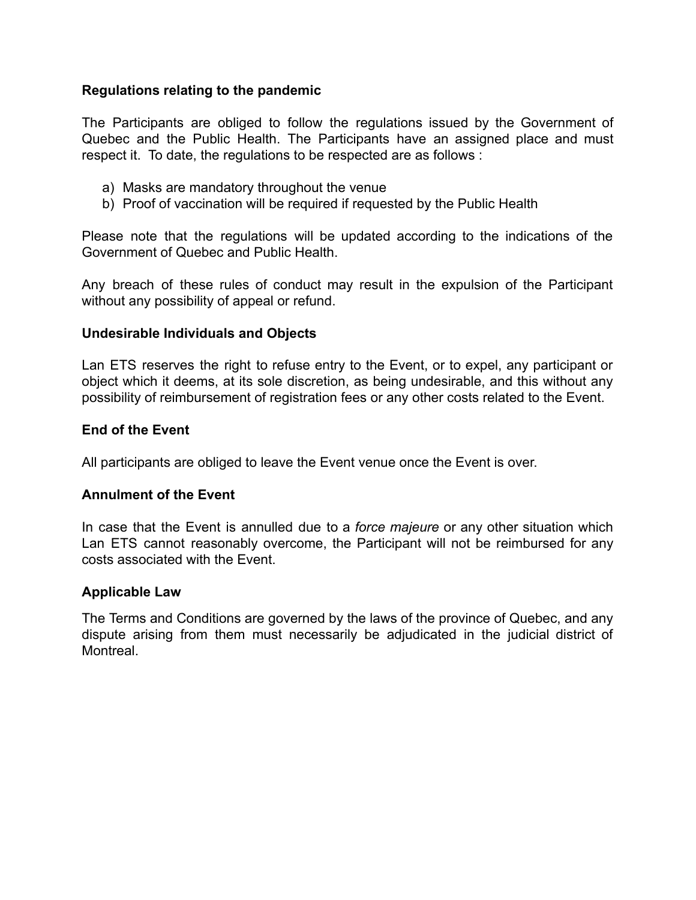**Regulations relating to the pandemic**

The Participants are obliged to follow the regulations issued by the Government of Quebec and the Public Health. The Participants have an assigned place and must respect it. To date, the regulations to be respected are as follows :

a) Masks are mandatory throughout the venue
b) Proof of vaccination will be required if requested by the Public Health

Please note that the regulations will be updated according to the indications of the Government of Quebec and Public Health.

Any breach of these rules of conduct may result in the expulsion of the Participant without any possibility of appeal or refund.

**Undesirable Individuals and Objects**

Lan ETS reserves the right to refuse entry to the Event, or to expel, any participant or object which it deems, at its sole discretion, as being undesirable, and this without any possibility of reimbursement of registration fees or any other costs related to the Event.

**End of the Event**

All participants are obliged to leave the Event venue once the Event is over.

**Annulment of the Event**

In case that the Event is annulled due to a *force majeure* or any other situation which Lan ETS cannot reasonably overcome, the Participant will not be reimbursed for any costs associated with the Event.

**Applicable Law**

The Terms and Conditions are governed by the laws of the province of Quebec, and any dispute arising from them must necessarily be adjudicated in the judicial district of Montreal.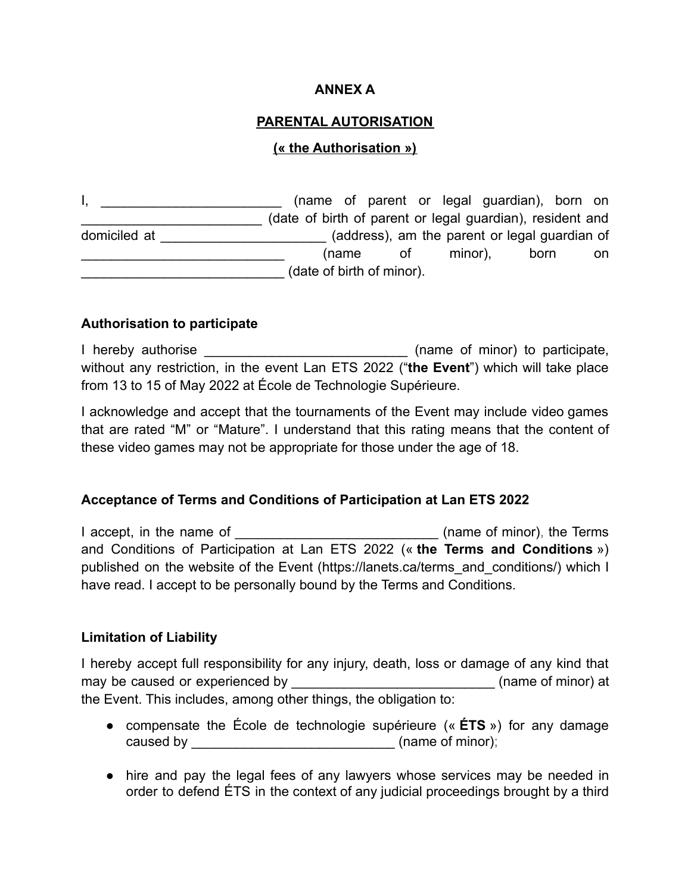**ANNEX A**

**PARENTAL AUTORISATION**

**(« the Authorisation »)**

I, ________________________ (name of parent or legal guardian), born on ________________________ (date of birth of parent or legal guardian), resident and domiciled at ______________________ (address), am the parent or legal guardian of ___________________________ (name of minor), born on ___________________________ (date of birth of minor).

**Authorisation to participate**

I hereby authorise ___________________________ (name of minor) to participate, without any restriction, in the event Lan ETS 2022 ("**the Event**") which will take place from 13 to 15 of May 2022 at École de Technologie Supérieure.

I acknowledge and accept that the tournaments of the Event may include video games that are rated "M" or "Mature". I understand that this rating means that the content of these video games may not be appropriate for those under the age of 18.

**Acceptance of Terms and Conditions of Participation at Lan ETS 2022**

I accept, in the name of ___________________________ (name of minor), the Terms and Conditions of Participation at Lan ETS 2022 (« **the Terms and Conditions** ») published on the website of the Event (https://lanets.ca/terms_and_conditions/) which I have read. I accept to be personally bound by the Terms and Conditions.

**Limitation of Liability**

I hereby accept full responsibility for any injury, death, loss or damage of any kind that may be caused or experienced by ___________________________ (name of minor) at the Event. This includes, among other things, the obligation to:

- compensate the École de technologie supérieure (« **ÉTS** ») for any damage caused by ___________________________ (name of minor);
- hire and pay the legal fees of any lawyers whose services may be needed in order to defend ÉTS in the context of any judicial proceedings brought by a third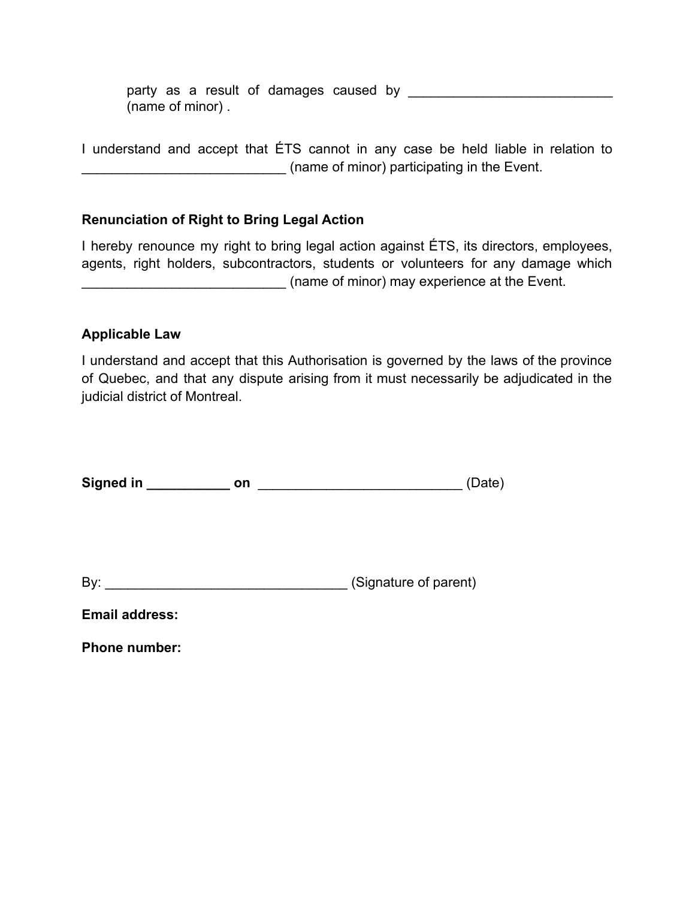party as a result of damages caused by ___________________________ (name of minor) .

I understand and accept that ÉTS cannot in any case be held liable in relation to ___________________________ (name of minor) participating in the Event.

**Renunciation of Right to Bring Legal Action**

I hereby renounce my right to bring legal action against ÉTS, its directors, employees, agents, right holders, subcontractors, students or volunteers for any damage which ___________________________ (name of minor) may experience at the Event.

**Applicable Law**

I understand and accept that this Authorisation is governed by the laws of the province of Quebec, and that any dispute arising from it must necessarily be adjudicated in the judicial district of Montreal.

**Signed in ___________ on** ___________________________ (Date)

By: ________________________________ (Signature of parent)

**Email address:**

**Phone number:**